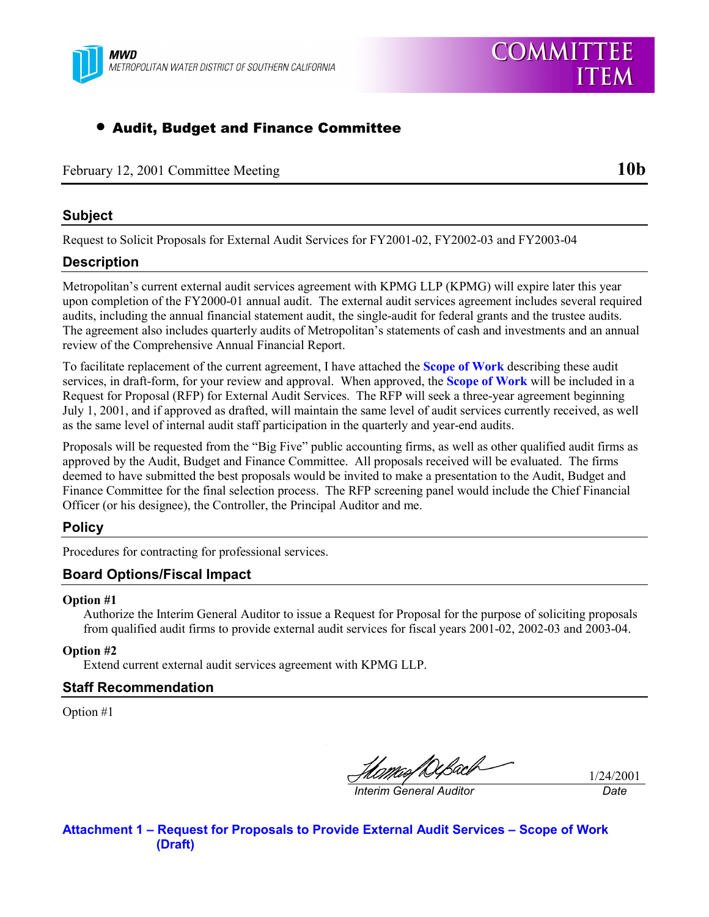MWD
METROPOLITAN WATER DISTRICT OF SOUTHERN CALIFORNIA

# COMMITTEE ITEM

- **Audit, Budget and Finance Committee**

February 12, 2001 Committee Meeting **10b**

## Subject

Request to Solicit Proposals for External Audit Services for FY2001-02, FY2002-03 and FY2003-04

## Description

Metropolitan's current external audit services agreement with KPMG LLP (KPMG) will expire later this year upon completion of the FY2000-01 annual audit. The external audit services agreement includes several required audits, including the annual financial statement audit, the single-audit for federal grants and the trustee audits. The agreement also includes quarterly audits of Metropolitan's statements of cash and investments and an annual review of the Comprehensive Annual Financial Report.

To facilitate replacement of the current agreement, I have attached the **Scope of Work** describing these audit services, in draft-form, for your review and approval. When approved, the **Scope of Work** will be included in a Request for Proposal (RFP) for External Audit Services. The RFP will seek a three-year agreement beginning July 1, 2001, and if approved as drafted, will maintain the same level of audit services currently received, as well as the same level of internal audit staff participation in the quarterly and year-end audits.

Proposals will be requested from the "Big Five" public accounting firms, as well as other qualified audit firms as approved by the Audit, Budget and Finance Committee. All proposals received will be evaluated. The firms deemed to have submitted the best proposals would be invited to make a presentation to the Audit, Budget and Finance Committee for the final selection process. The RFP screening panel would include the Chief Financial Officer (or his designee), the Controller, the Principal Auditor and me.

## Policy

Procedures for contracting for professional services.

## Board Options/Fiscal Impact

**Option #1**

Authorize the Interim General Auditor to issue a Request for Proposal for the purpose of soliciting proposals from qualified audit firms to provide external audit services for fiscal years 2001-02, 2002-03 and 2003-04.

**Option #2**

Extend current external audit services agreement with KPMG LLP.

## Staff Recommendation

Option #1

*Interim General Auditor* — 1/24/2001 *Date*

**Attachment 1 – Request for Proposals to Provide External Audit Services – Scope of Work (Draft)**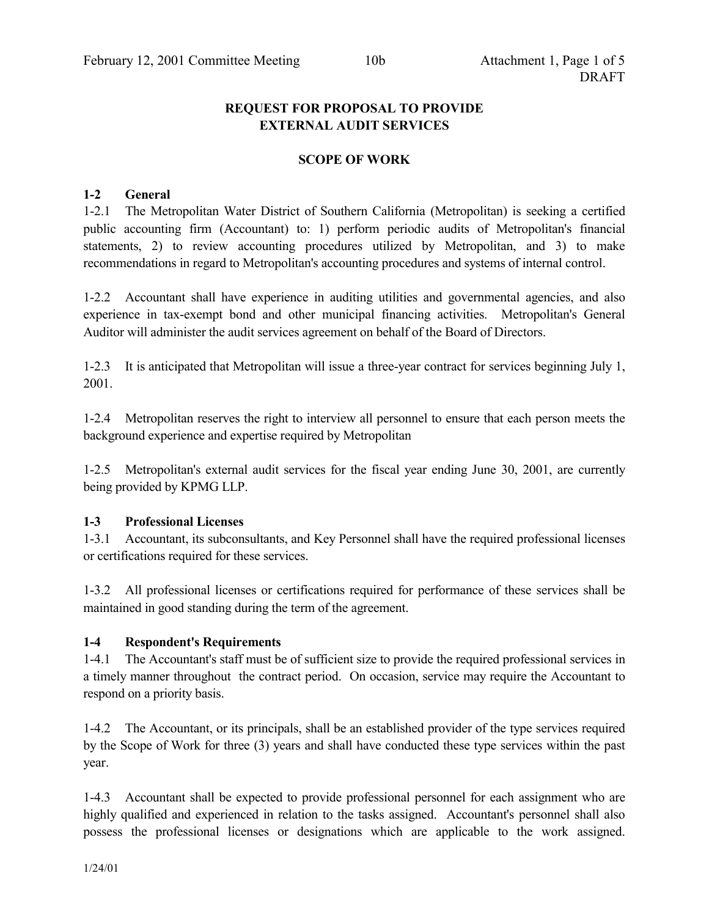DRAFT

# REQUEST FOR PROPOSAL TO PROVIDE EXTERNAL AUDIT SERVICES

## SCOPE OF WORK

### 1-2 General

1-2.1 The Metropolitan Water District of Southern California (Metropolitan) is seeking a certified public accounting firm (Accountant) to: 1) perform periodic audits of Metropolitan's financial statements, 2) to review accounting procedures utilized by Metropolitan, and 3) to make recommendations in regard to Metropolitan's accounting procedures and systems of internal control.

1-2.2 Accountant shall have experience in auditing utilities and governmental agencies, and also experience in tax-exempt bond and other municipal financing activities. Metropolitan's General Auditor will administer the audit services agreement on behalf of the Board of Directors.

1-2.3 It is anticipated that Metropolitan will issue a three-year contract for services beginning July 1, 2001.

1-2.4 Metropolitan reserves the right to interview all personnel to ensure that each person meets the background experience and expertise required by Metropolitan

1-2.5 Metropolitan's external audit services for the fiscal year ending June 30, 2001, are currently being provided by KPMG LLP.

### 1-3 Professional Licenses

1-3.1 Accountant, its subconsultants, and Key Personnel shall have the required professional licenses or certifications required for these services.

1-3.2 All professional licenses or certifications required for performance of these services shall be maintained in good standing during the term of the agreement.

### 1-4 Respondent's Requirements

1-4.1 The Accountant's staff must be of sufficient size to provide the required professional services in a timely manner throughout the contract period. On occasion, service may require the Accountant to respond on a priority basis.

1-4.2 The Accountant, or its principals, shall be an established provider of the type services required by the Scope of Work for three (3) years and shall have conducted these type services within the past year.

1-4.3 Accountant shall be expected to provide professional personnel for each assignment who are highly qualified and experienced in relation to the tasks assigned. Accountant's personnel shall also possess the professional licenses or designations which are applicable to the work assigned.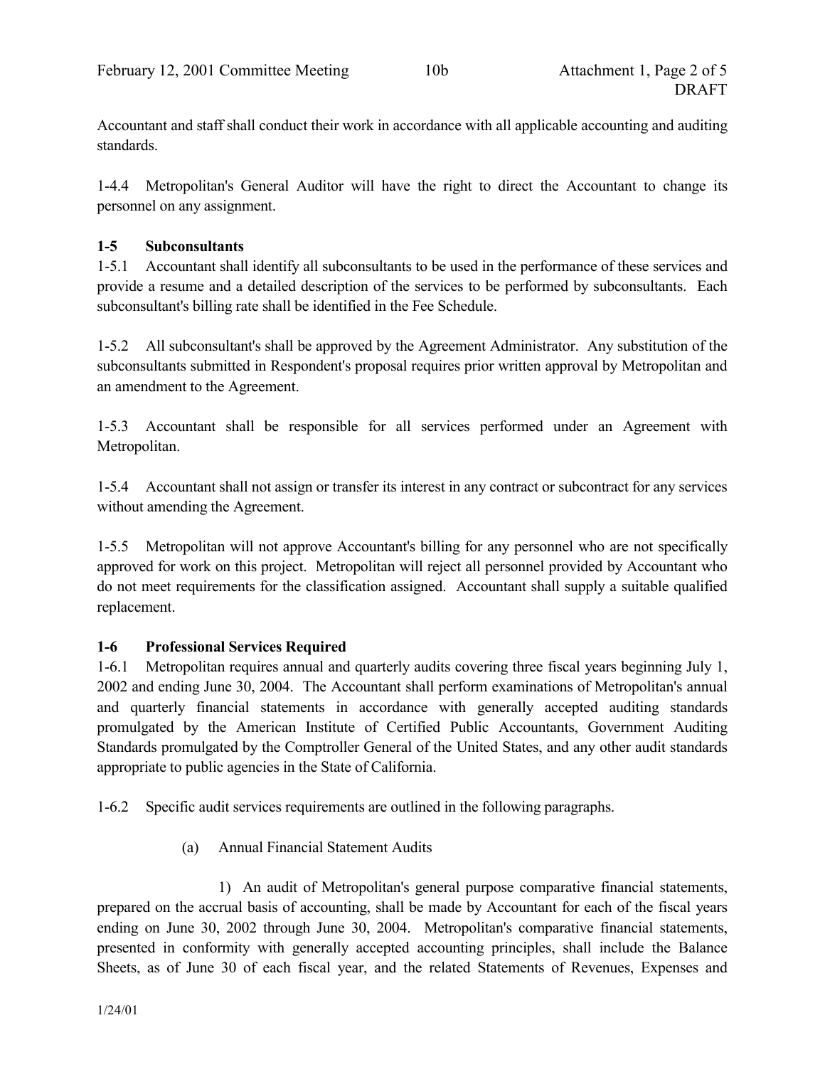Accountant and staff shall conduct their work in accordance with all applicable accounting and auditing standards.

1-4.4 Metropolitan's General Auditor will have the right to direct the Accountant to change its personnel on any assignment.

**1-5 Subconsultants**

1-5.1 Accountant shall identify all subconsultants to be used in the performance of these services and provide a resume and a detailed description of the services to be performed by subconsultants. Each subconsultant's billing rate shall be identified in the Fee Schedule.

1-5.2 All subconsultant's shall be approved by the Agreement Administrator. Any substitution of the subconsultants submitted in Respondent's proposal requires prior written approval by Metropolitan and an amendment to the Agreement.

1-5.3 Accountant shall be responsible for all services performed under an Agreement with Metropolitan.

1-5.4 Accountant shall not assign or transfer its interest in any contract or subcontract for any services without amending the Agreement.

1-5.5 Metropolitan will not approve Accountant's billing for any personnel who are not specifically approved for work on this project. Metropolitan will reject all personnel provided by Accountant who do not meet requirements for the classification assigned. Accountant shall supply a suitable qualified replacement.

**1-6 Professional Services Required**

1-6.1 Metropolitan requires annual and quarterly audits covering three fiscal years beginning July 1, 2002 and ending June 30, 2004. The Accountant shall perform examinations of Metropolitan's annual and quarterly financial statements in accordance with generally accepted auditing standards promulgated by the American Institute of Certified Public Accountants, Government Auditing Standards promulgated by the Comptroller General of the United States, and any other audit standards appropriate to public agencies in the State of California.

1-6.2 Specific audit services requirements are outlined in the following paragraphs.

(a) Annual Financial Statement Audits

1) An audit of Metropolitan's general purpose comparative financial statements, prepared on the accrual basis of accounting, shall be made by Accountant for each of the fiscal years ending on June 30, 2002 through June 30, 2004. Metropolitan's comparative financial statements, presented in conformity with generally accepted accounting principles, shall include the Balance Sheets, as of June 30 of each fiscal year, and the related Statements of Revenues, Expenses and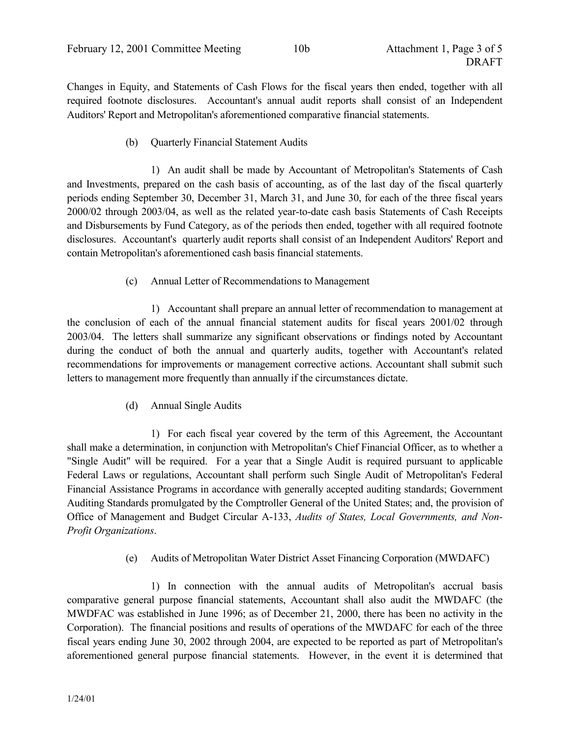Changes in Equity, and Statements of Cash Flows for the fiscal years then ended, together with all required footnote disclosures. Accountant's annual audit reports shall consist of an Independent Auditors' Report and Metropolitan's aforementioned comparative financial statements.

(b) Quarterly Financial Statement Audits

1) An audit shall be made by Accountant of Metropolitan's Statements of Cash and Investments, prepared on the cash basis of accounting, as of the last day of the fiscal quarterly periods ending September 30, December 31, March 31, and June 30, for each of the three fiscal years 2000/02 through 2003/04, as well as the related year-to-date cash basis Statements of Cash Receipts and Disbursements by Fund Category, as of the periods then ended, together with all required footnote disclosures. Accountant's quarterly audit reports shall consist of an Independent Auditors' Report and contain Metropolitan's aforementioned cash basis financial statements.

(c) Annual Letter of Recommendations to Management

1) Accountant shall prepare an annual letter of recommendation to management at the conclusion of each of the annual financial statement audits for fiscal years 2001/02 through 2003/04. The letters shall summarize any significant observations or findings noted by Accountant during the conduct of both the annual and quarterly audits, together with Accountant's related recommendations for improvements or management corrective actions. Accountant shall submit such letters to management more frequently than annually if the circumstances dictate.

(d) Annual Single Audits

1) For each fiscal year covered by the term of this Agreement, the Accountant shall make a determination, in conjunction with Metropolitan's Chief Financial Officer, as to whether a "Single Audit" will be required. For a year that a Single Audit is required pursuant to applicable Federal Laws or regulations, Accountant shall perform such Single Audit of Metropolitan's Federal Financial Assistance Programs in accordance with generally accepted auditing standards; Government Auditing Standards promulgated by the Comptroller General of the United States; and, the provision of Office of Management and Budget Circular A-133, *Audits of States, Local Governments, and Non-Profit Organizations*.

(e) Audits of Metropolitan Water District Asset Financing Corporation (MWDAFC)

1) In connection with the annual audits of Metropolitan's accrual basis comparative general purpose financial statements, Accountant shall also audit the MWDAFC (the MWDFAC was established in June 1996; as of December 21, 2000, there has been no activity in the Corporation). The financial positions and results of operations of the MWDAFC for each of the three fiscal years ending June 30, 2002 through 2004, are expected to be reported as part of Metropolitan's aforementioned general purpose financial statements. However, in the event it is determined that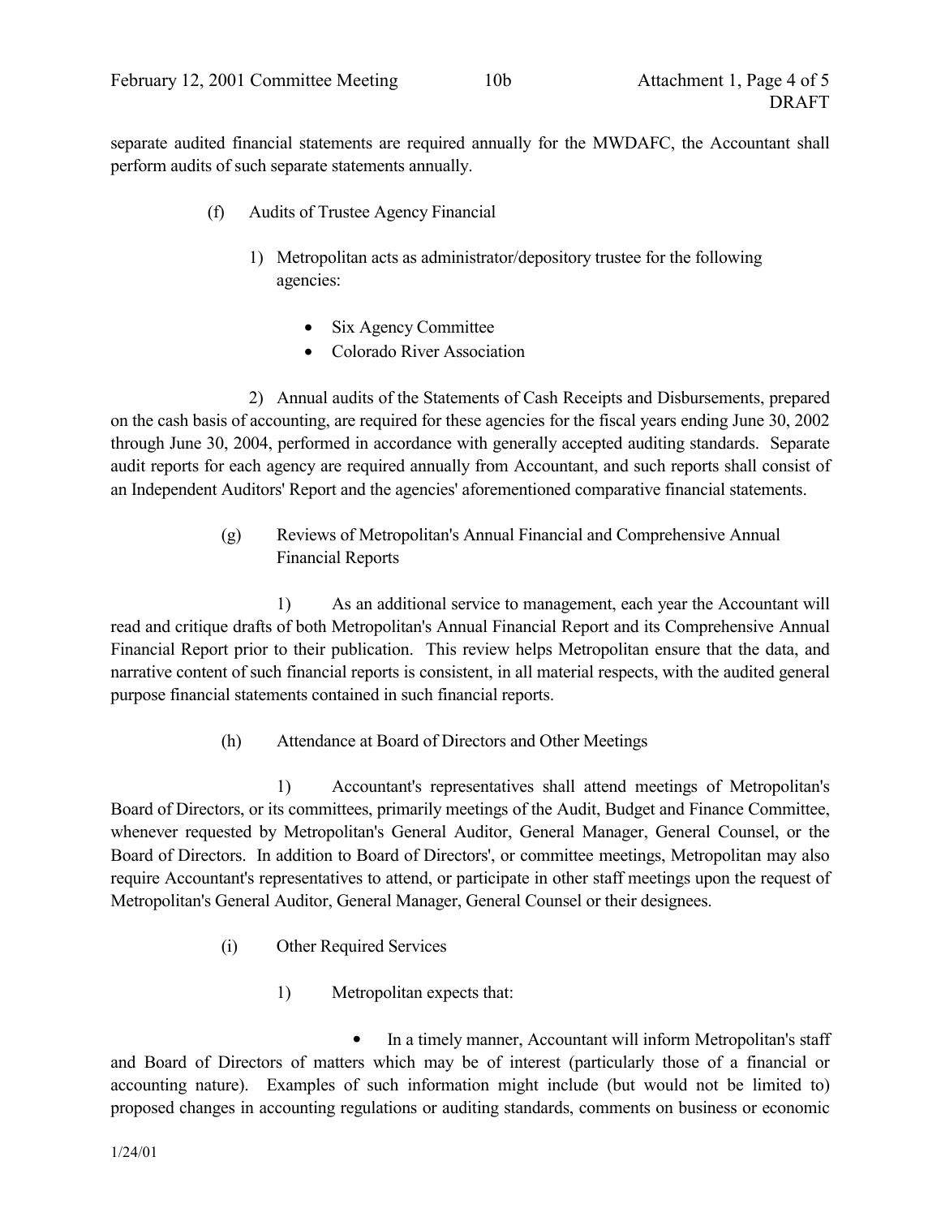separate audited financial statements are required annually for the MWDAFC, the Accountant shall perform audits of such separate statements annually.

(f) Audits of Trustee Agency Financial

1) Metropolitan acts as administrator/depository trustee for the following agencies:

- Six Agency Committee
- Colorado River Association

2) Annual audits of the Statements of Cash Receipts and Disbursements, prepared on the cash basis of accounting, are required for these agencies for the fiscal years ending June 30, 2002 through June 30, 2004, performed in accordance with generally accepted auditing standards. Separate audit reports for each agency are required annually from Accountant, and such reports shall consist of an Independent Auditors' Report and the agencies' aforementioned comparative financial statements.

(g) Reviews of Metropolitan's Annual Financial and Comprehensive Annual Financial Reports

1) As an additional service to management, each year the Accountant will read and critique drafts of both Metropolitan's Annual Financial Report and its Comprehensive Annual Financial Report prior to their publication. This review helps Metropolitan ensure that the data, and narrative content of such financial reports is consistent, in all material respects, with the audited general purpose financial statements contained in such financial reports.

(h) Attendance at Board of Directors and Other Meetings

1) Accountant's representatives shall attend meetings of Metropolitan's Board of Directors, or its committees, primarily meetings of the Audit, Budget and Finance Committee, whenever requested by Metropolitan's General Auditor, General Manager, General Counsel, or the Board of Directors. In addition to Board of Directors', or committee meetings, Metropolitan may also require Accountant's representatives to attend, or participate in other staff meetings upon the request of Metropolitan's General Auditor, General Manager, General Counsel or their designees.

(i) Other Required Services

1) Metropolitan expects that:

- In a timely manner, Accountant will inform Metropolitan's staff and Board of Directors of matters which may be of interest (particularly those of a financial or accounting nature). Examples of such information might include (but would not be limited to) proposed changes in accounting regulations or auditing standards, comments on business or economic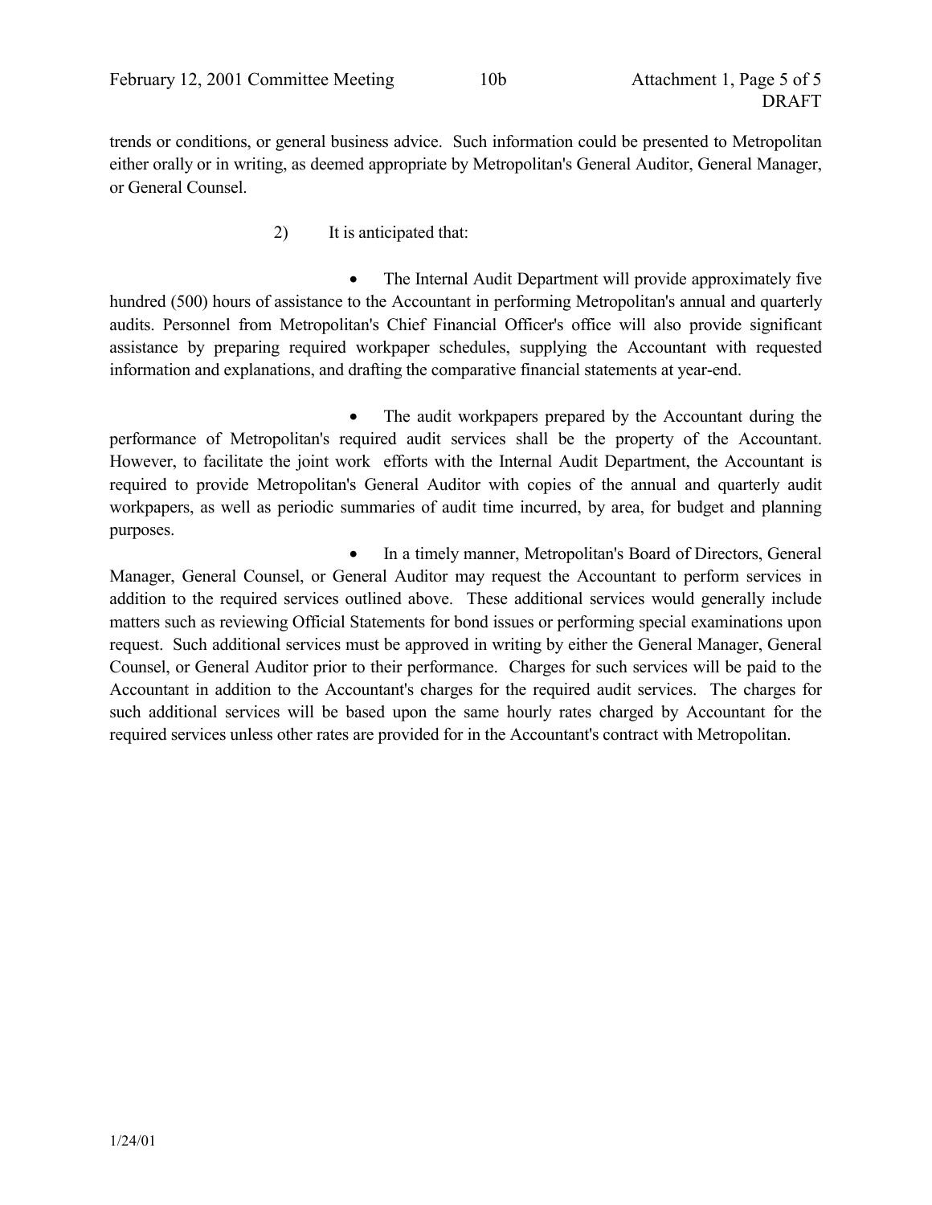trends or conditions, or general business advice. Such information could be presented to Metropolitan either orally or in writing, as deemed appropriate by Metropolitan's General Auditor, General Manager, or General Counsel.

2) It is anticipated that:

- The Internal Audit Department will provide approximately five hundred (500) hours of assistance to the Accountant in performing Metropolitan's annual and quarterly audits. Personnel from Metropolitan's Chief Financial Officer's office will also provide significant assistance by preparing required workpaper schedules, supplying the Accountant with requested information and explanations, and drafting the comparative financial statements at year-end.

- The audit workpapers prepared by the Accountant during the performance of Metropolitan's required audit services shall be the property of the Accountant. However, to facilitate the joint work efforts with the Internal Audit Department, the Accountant is required to provide Metropolitan's General Auditor with copies of the annual and quarterly audit workpapers, as well as periodic summaries of audit time incurred, by area, for budget and planning purposes.

- In a timely manner, Metropolitan's Board of Directors, General Manager, General Counsel, or General Auditor may request the Accountant to perform services in addition to the required services outlined above. These additional services would generally include matters such as reviewing Official Statements for bond issues or performing special examinations upon request. Such additional services must be approved in writing by either the General Manager, General Counsel, or General Auditor prior to their performance. Charges for such services will be paid to the Accountant in addition to the Accountant's charges for the required audit services. The charges for such additional services will be based upon the same hourly rates charged by Accountant for the required services unless other rates are provided for in the Accountant's contract with Metropolitan.